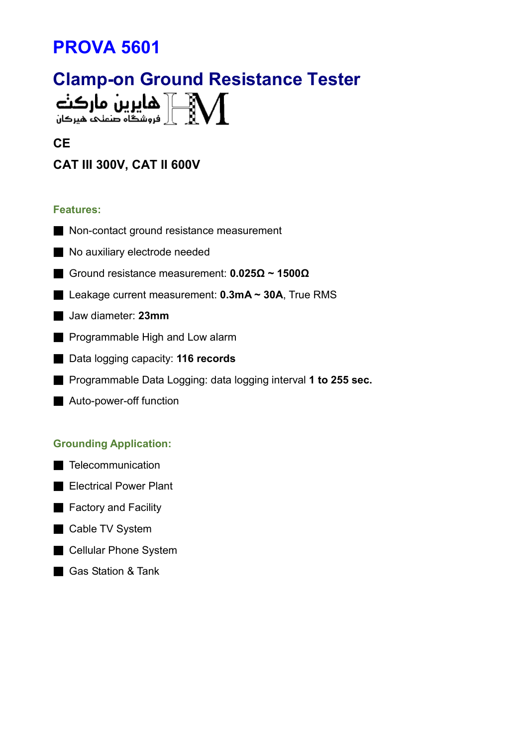# PROVA 5601

## Clamp-on Ground Resistance Tester

هایرین مارکت
فروشگاه صنعتی هیرکان

**CE**

**CAT III 300V, CAT II 600V**

### Features:

- Non-contact ground resistance measurement
- No auxiliary electrode needed
- Ground resistance measurement: **0.025Ω ~ 1500Ω**
- Leakage current measurement: **0.3mA ~ 30A**, True RMS
- Jaw diameter: **23mm**
- Programmable High and Low alarm
- Data logging capacity: **116 records**
- Programmable Data Logging: data logging interval **1 to 255 sec.**
- Auto-power-off function

### Grounding Application:

- Telecommunication
- Electrical Power Plant
- Factory and Facility
- Cable TV System
- Cellular Phone System
- Gas Station & Tank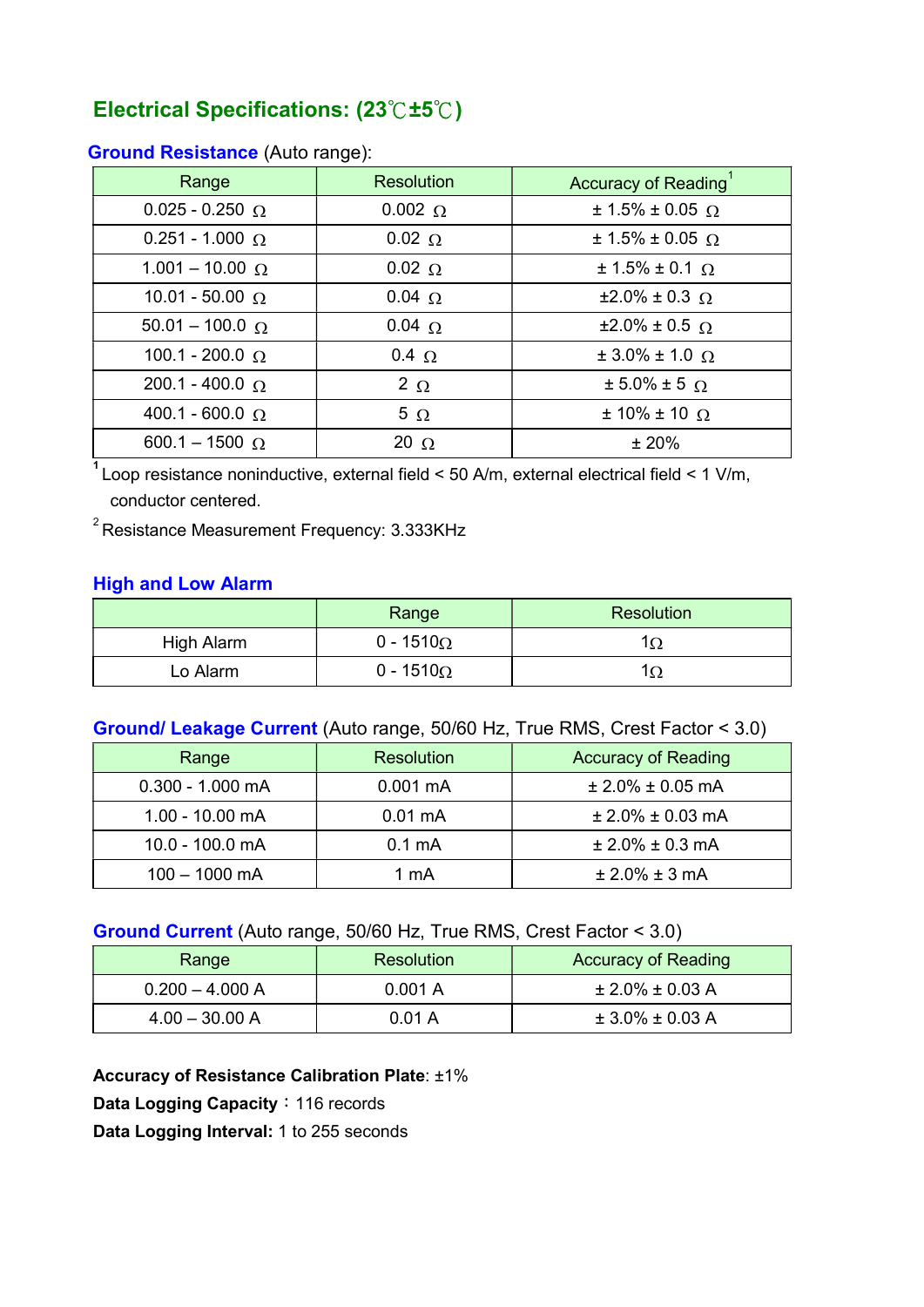## Electrical Specifications: (23℃±5℃)

**Ground Resistance** (Auto range):

| Range | Resolution | Accuracy of Reading[1] |
|---|---|---|
| 0.025 - 0.250 Ω | 0.002 Ω | ± 1.5% ± 0.05 Ω |
| 0.251 - 1.000 Ω | 0.02 Ω | ± 1.5% ± 0.05 Ω |
| 1.001 – 10.00 Ω | 0.02 Ω | ± 1.5% ± 0.1 Ω |
| 10.01 - 50.00 Ω | 0.04 Ω | ±2.0% ± 0.3 Ω |
| 50.01 – 100.0 Ω | 0.04 Ω | ±2.0% ± 0.5 Ω |
| 100.1 - 200.0 Ω | 0.4 Ω | ± 3.0% ± 1.0 Ω |
| 200.1 - 400.0 Ω | 2 Ω | ± 5.0% ± 5 Ω |
| 400.1 - 600.0 Ω | 5 Ω | ± 10% ± 10 Ω |
| 600.1 – 1500 Ω | 20 Ω | ± 20% |

[1] Loop resistance noninductive, external field < 50 A/m, external electrical field < 1 V/m, conductor centered.

[2] Resistance Measurement Frequency: 3.333KHz

**High and Low Alarm**

| | Range | Resolution |
|---|---|---|
| High Alarm | 0 - 1510Ω | 1Ω |
| Lo Alarm | 0 - 1510Ω | 1Ω |

**Ground/ Leakage Current** (Auto range, 50/60 Hz, True RMS, Crest Factor < 3.0)

| Range | Resolution | Accuracy of Reading |
|---|---|---|
| 0.300 - 1.000 mA | 0.001 mA | ± 2.0% ± 0.05 mA |
| 1.00 - 10.00 mA | 0.01 mA | ± 2.0% ± 0.03 mA |
| 10.0 - 100.0 mA | 0.1 mA | ± 2.0% ± 0.3 mA |
| 100 – 1000 mA | 1 mA | ± 2.0% ± 3 mA |

**Ground Current** (Auto range, 50/60 Hz, True RMS, Crest Factor < 3.0)

| Range | Resolution | Accuracy of Reading |
|---|---|---|
| 0.200 – 4.000 A | 0.001 A | ± 2.0% ± 0.03 A |
| 4.00 – 30.00 A | 0.01 A | ± 3.0% ± 0.03 A |

**Accuracy of Resistance Calibration Plate**: ±1%

**Data Logging Capacity**：116 records

**Data Logging Interval:** 1 to 255 seconds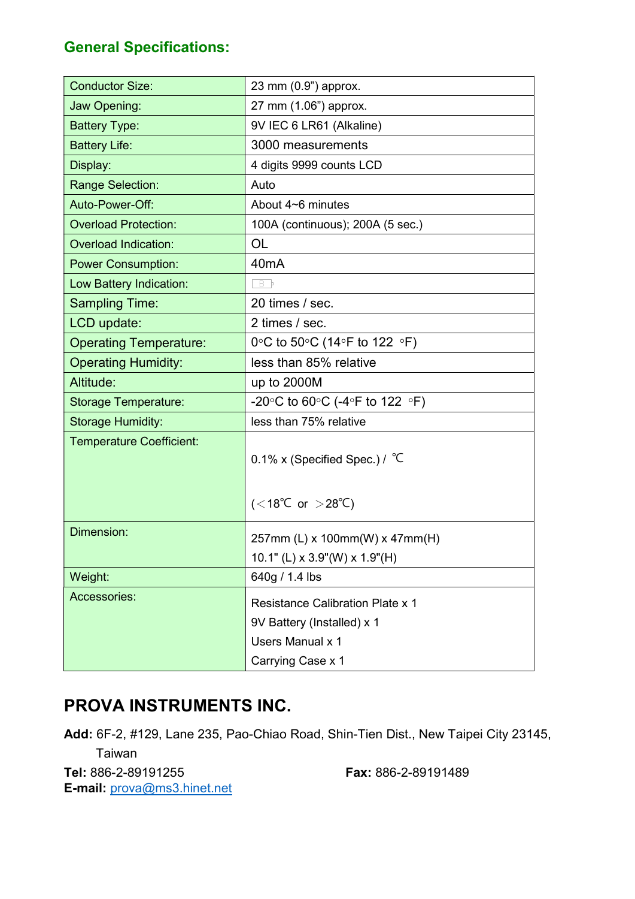## General Specifications:

| | |
|---|---|
| Conductor Size: | 23 mm (0.9”) approx. |
| Jaw Opening: | 27 mm (1.06”) approx. |
| Battery Type: | 9V IEC 6 LR61 (Alkaline) |
| Battery Life: | 3000 measurements |
| Display: | 4 digits 9999 counts LCD |
| Range Selection: | Auto |
| Auto-Power-Off: | About 4~6 minutes |
| Overload Protection: | 100A (continuous); 200A (5 sec.) |
| Overload Indication: | OL |
| Power Consumption: | 40mA |
| Low Battery Indication: | |
| Sampling Time: | 20 times / sec. |
| LCD update: | 2 times / sec. |
| Operating Temperature: | 0◦C to 50◦C (14◦F to 122 ◦F) |
| Operating Humidity: | less than 85% relative |
| Altitude: | up to 2000M |
| Storage Temperature: | -20◦C to 60◦C (-4◦F to 122 ◦F) |
| Storage Humidity: | less than 75% relative |
| Temperature Coefficient: | 0.1% x (Specified Spec.) / ℃<br>(＜18℃ or ＞28℃) |
| Dimension: | 257mm (L) x 100mm(W) x 47mm(H)<br>10.1" (L) x 3.9"(W) x 1.9"(H) |
| Weight: | 640g / 1.4 lbs |
| Accessories: | Resistance Calibration Plate x 1<br>9V Battery (Installed) x 1<br>Users Manual x 1<br>Carrying Case x 1 |

## PROVA INSTRUMENTS INC.

**Add:** 6F-2, #129, Lane 235, Pao-Chiao Road, Shin-Tien Dist., New Taipei City 23145, Taiwan

**Tel:** 886-2-89191255 **Fax:** 886-2-89191489

**E-mail:** prova@ms3.hinet.net